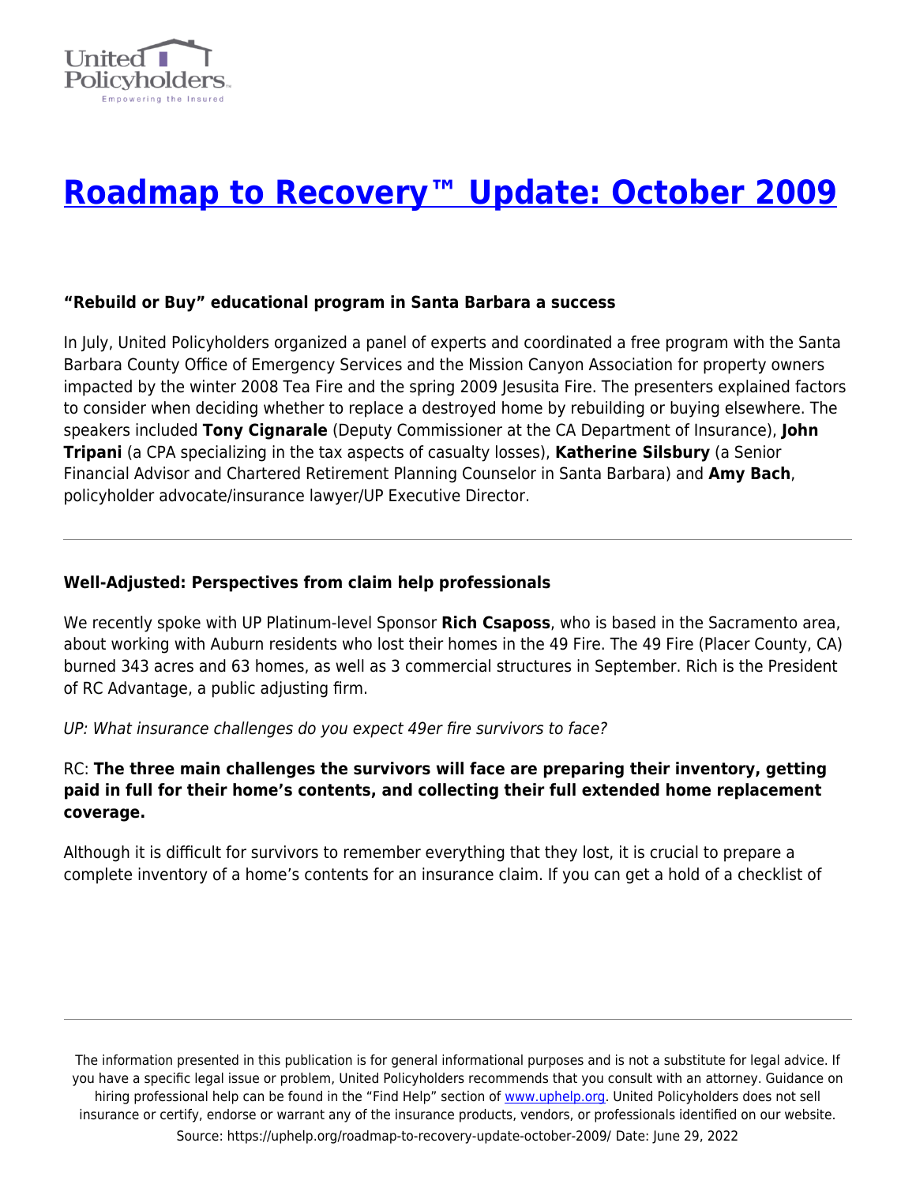# Roadmap to Recovery™ Update: October 2009

**"Rebuild or Buy" educational program in Santa Barbara a success**

In July, United Policyholders organized a panel of experts and coordinated a free program with the Santa Barbara County Office of Emergency Services and the Mission Canyon Association for property owners impacted by the winter 2008 Tea Fire and the spring 2009 Jesusita Fire. The presenters explained factors to consider when deciding whether to replace a destroyed home by rebuilding or buying elsewhere. The speakers included **Tony Cignarale** (Deputy Commissioner at the CA Department of Insurance), **John Tripani** (a CPA specializing in the tax aspects of casualty losses), **Katherine Silsbury** (a Senior Financial Advisor and Chartered Retirement Planning Counselor in Santa Barbara) and **Amy Bach**, policyholder advocate/insurance lawyer/UP Executive Director.

---

**Well-Adjusted: Perspectives from claim help professionals**

We recently spoke with UP Platinum-level Sponsor **Rich Csaposs**, who is based in the Sacramento area, about working with Auburn residents who lost their homes in the 49 Fire. The 49 Fire (Placer County, CA) burned 343 acres and 63 homes, as well as 3 commercial structures in September. Rich is the President of RC Advantage, a public adjusting firm.

*UP: What insurance challenges do you expect 49er fire survivors to face?*

RC: **The three main challenges the survivors will face are preparing their inventory, getting paid in full for their home's contents, and collecting their full extended home replacement coverage.**

Although it is difficult for survivors to remember everything that they lost, it is crucial to prepare a complete inventory of a home's contents for an insurance claim. If you can get a hold of a checklist of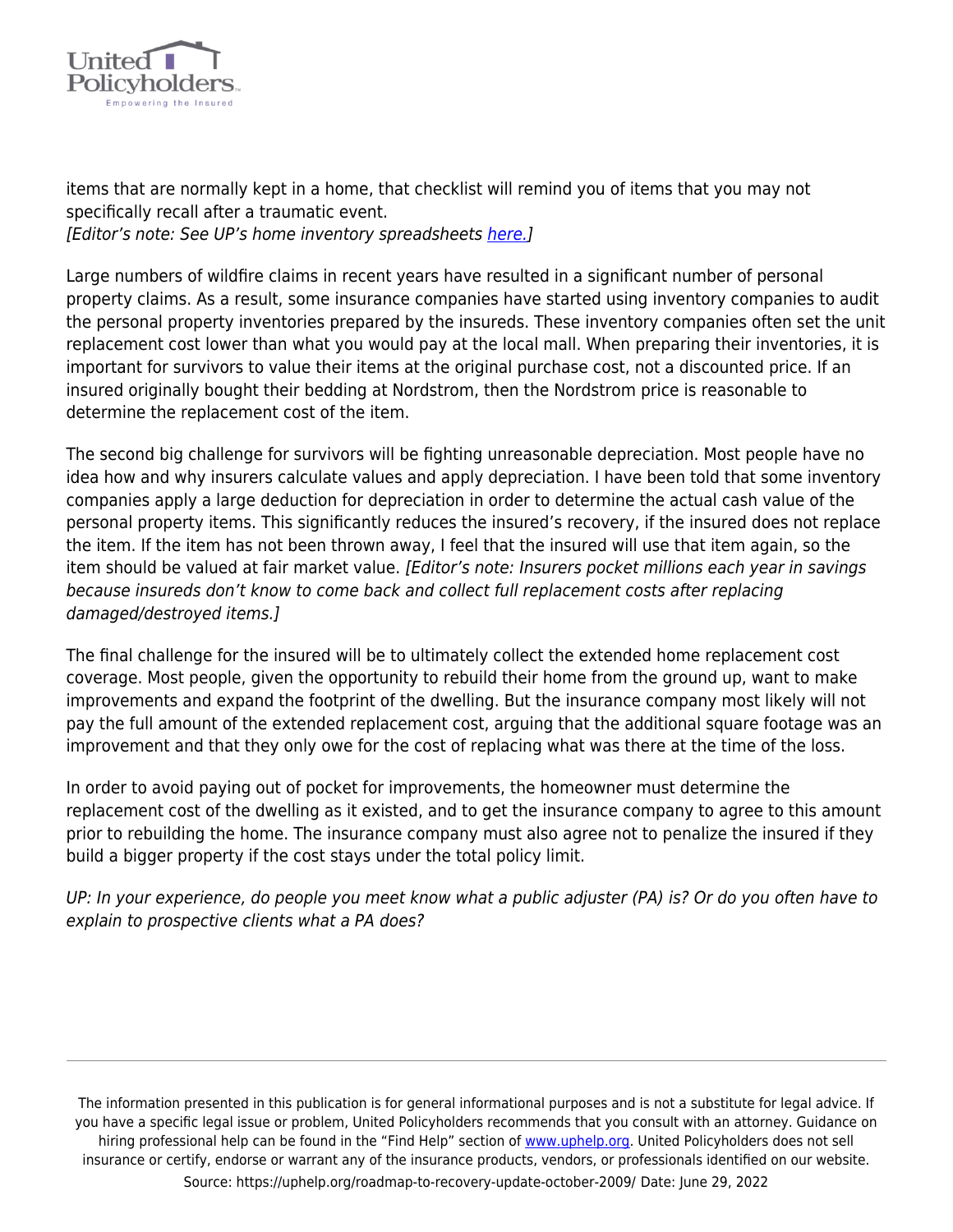items that are normally kept in a home, that checklist will remind you of items that you may not specifically recall after a traumatic event.
*[Editor's note: See UP's home inventory spreadsheets here.]*

Large numbers of wildfire claims in recent years have resulted in a significant number of personal property claims. As a result, some insurance companies have started using inventory companies to audit the personal property inventories prepared by the insureds. These inventory companies often set the unit replacement cost lower than what you would pay at the local mall. When preparing their inventories, it is important for survivors to value their items at the original purchase cost, not a discounted price. If an insured originally bought their bedding at Nordstrom, then the Nordstrom price is reasonable to determine the replacement cost of the item.

The second big challenge for survivors will be fighting unreasonable depreciation. Most people have no idea how and why insurers calculate values and apply depreciation. I have been told that some inventory companies apply a large deduction for depreciation in order to determine the actual cash value of the personal property items. This significantly reduces the insured's recovery, if the insured does not replace the item. If the item has not been thrown away, I feel that the insured will use that item again, so the item should be valued at fair market value. *[Editor's note: Insurers pocket millions each year in savings because insureds don't know to come back and collect full replacement costs after replacing damaged/destroyed items.]*

The final challenge for the insured will be to ultimately collect the extended home replacement cost coverage. Most people, given the opportunity to rebuild their home from the ground up, want to make improvements and expand the footprint of the dwelling. But the insurance company most likely will not pay the full amount of the extended replacement cost, arguing that the additional square footage was an improvement and that they only owe for the cost of replacing what was there at the time of the loss.

In order to avoid paying out of pocket for improvements, the homeowner must determine the replacement cost of the dwelling as it existed, and to get the insurance company to agree to this amount prior to rebuilding the home. The insurance company must also agree not to penalize the insured if they build a bigger property if the cost stays under the total policy limit.

*UP: In your experience, do people you meet know what a public adjuster (PA) is? Or do you often have to explain to prospective clients what a PA does?*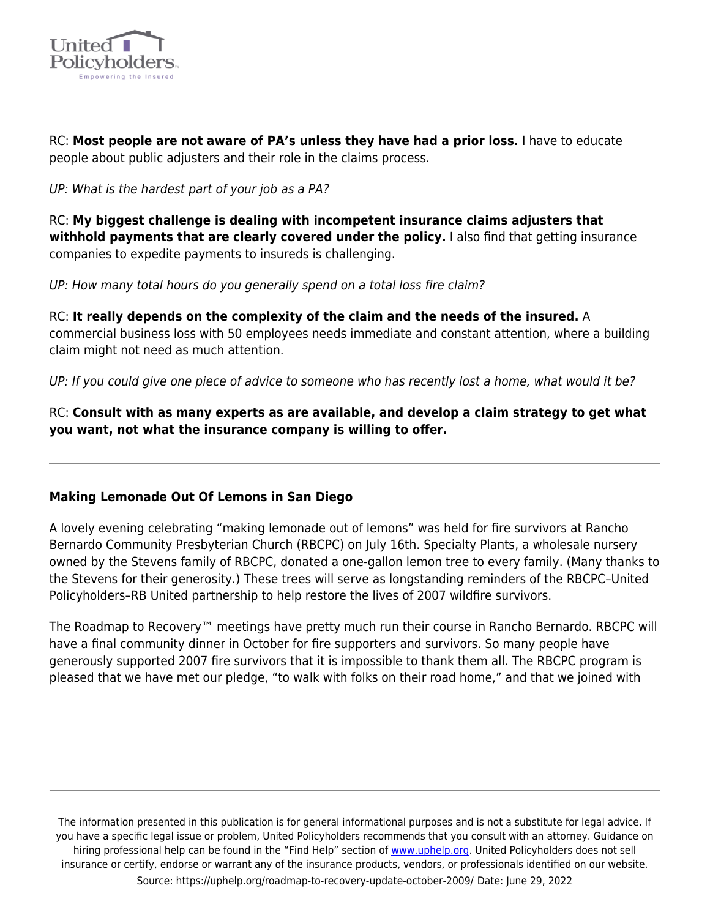RC: **Most people are not aware of PA's unless they have had a prior loss.** I have to educate people about public adjusters and their role in the claims process.

*UP: What is the hardest part of your job as a PA?*

RC: **My biggest challenge is dealing with incompetent insurance claims adjusters that withhold payments that are clearly covered under the policy.** I also find that getting insurance companies to expedite payments to insureds is challenging.

*UP: How many total hours do you generally spend on a total loss fire claim?*

RC: **It really depends on the complexity of the claim and the needs of the insured.** A commercial business loss with 50 employees needs immediate and constant attention, where a building claim might not need as much attention.

*UP: If you could give one piece of advice to someone who has recently lost a home, what would it be?*

RC: **Consult with as many experts as are available, and develop a claim strategy to get what you want, not what the insurance company is willing to offer.**

---

**Making Lemonade Out Of Lemons in San Diego**

A lovely evening celebrating "making lemonade out of lemons" was held for fire survivors at Rancho Bernardo Community Presbyterian Church (RBCPC) on July 16th. Specialty Plants, a wholesale nursery owned by the Stevens family of RBCPC, donated a one-gallon lemon tree to every family. (Many thanks to the Stevens for their generosity.) These trees will serve as longstanding reminders of the RBCPC–United Policyholders–RB United partnership to help restore the lives of 2007 wildfire survivors.

The Roadmap to Recovery™ meetings have pretty much run their course in Rancho Bernardo. RBCPC will have a final community dinner in October for fire supporters and survivors. So many people have generously supported 2007 fire survivors that it is impossible to thank them all. The RBCPC program is pleased that we have met our pledge, "to walk with folks on their road home," and that we joined with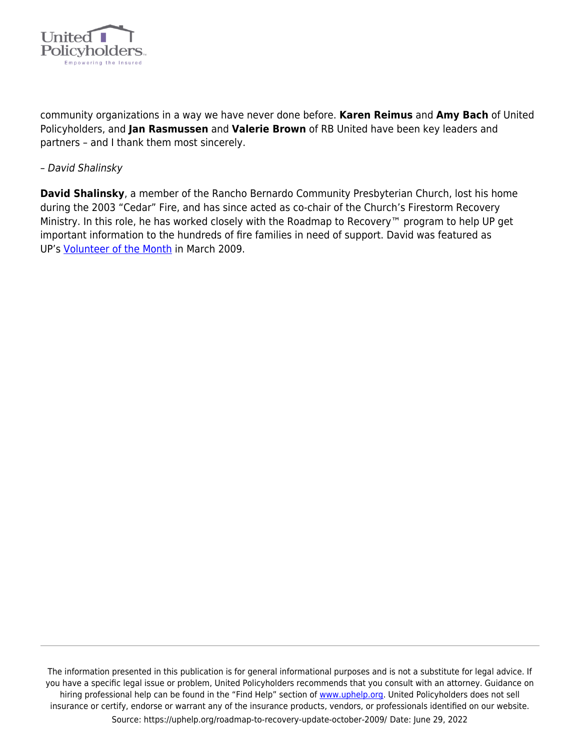community organizations in a way we have never done before. **Karen Reimus** and **Amy Bach** of United Policyholders, and **Jan Rasmussen** and **Valerie Brown** of RB United have been key leaders and partners – and I thank them most sincerely.

*– David Shalinsky*

**David Shalinsky**, a member of the Rancho Bernardo Community Presbyterian Church, lost his home during the 2003 "Cedar" Fire, and has since acted as co-chair of the Church's Firestorm Recovery Ministry. In this role, he has worked closely with the Roadmap to Recovery™ program to help UP get important information to the hundreds of fire families in need of support. David was featured as UP's [Volunteer of the Month] in March 2009.

The information presented in this publication is for general informational purposes and is not a substitute for legal advice. If you have a specific legal issue or problem, United Policyholders recommends that you consult with an attorney. Guidance on hiring professional help can be found in the "Find Help" section of www.uphelp.org. United Policyholders does not sell insurance or certify, endorse or warrant any of the insurance products, vendors, or professionals identified on our website.

Source: https://uphelp.org/roadmap-to-recovery-update-october-2009/ Date: June 29, 2022